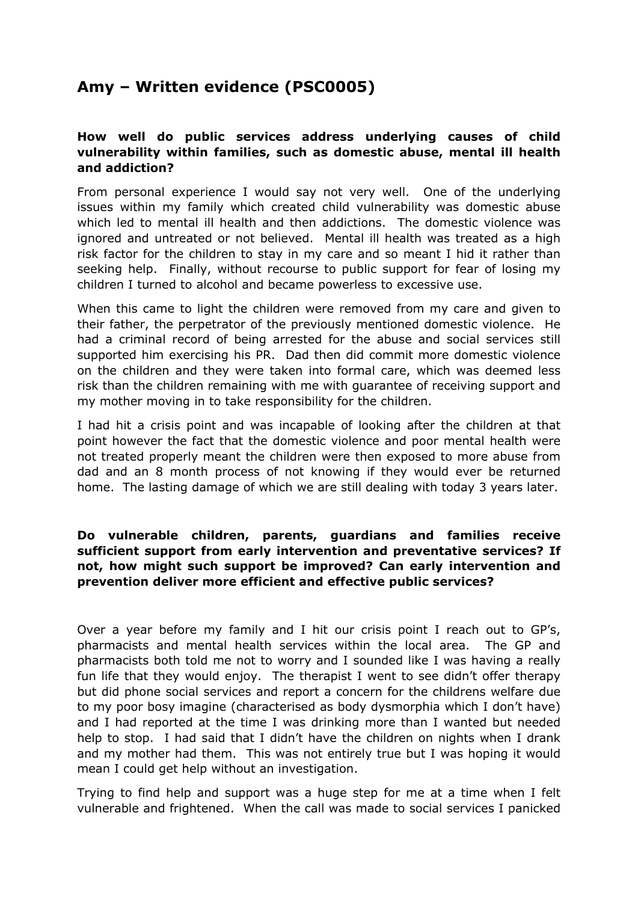# Amy – Written evidence (PSC0005)

**How well do public services address underlying causes of child vulnerability within families, such as domestic abuse, mental ill health and addiction?**

From personal experience I would say not very well. One of the underlying issues within my family which created child vulnerability was domestic abuse which led to mental ill health and then addictions. The domestic violence was ignored and untreated or not believed. Mental ill health was treated as a high risk factor for the children to stay in my care and so meant I hid it rather than seeking help. Finally, without recourse to public support for fear of losing my children I turned to alcohol and became powerless to excessive use.

When this came to light the children were removed from my care and given to their father, the perpetrator of the previously mentioned domestic violence. He had a criminal record of being arrested for the abuse and social services still supported him exercising his PR. Dad then did commit more domestic violence on the children and they were taken into formal care, which was deemed less risk than the children remaining with me with guarantee of receiving support and my mother moving in to take responsibility for the children.

I had hit a crisis point and was incapable of looking after the children at that point however the fact that the domestic violence and poor mental health were not treated properly meant the children were then exposed to more abuse from dad and an 8 month process of not knowing if they would ever be returned home. The lasting damage of which we are still dealing with today 3 years later.

**Do vulnerable children, parents, guardians and families receive sufficient support from early intervention and preventative services? If not, how might such support be improved? Can early intervention and prevention deliver more efficient and effective public services?**

Over a year before my family and I hit our crisis point I reach out to GP's, pharmacists and mental health services within the local area. The GP and pharmacists both told me not to worry and I sounded like I was having a really fun life that they would enjoy. The therapist I went to see didn't offer therapy but did phone social services and report a concern for the childrens welfare due to my poor bosy imagine (characterised as body dysmorphia which I don't have) and I had reported at the time I was drinking more than I wanted but needed help to stop. I had said that I didn't have the children on nights when I drank and my mother had them. This was not entirely true but I was hoping it would mean I could get help without an investigation.

Trying to find help and support was a huge step for me at a time when I felt vulnerable and frightened. When the call was made to social services I panicked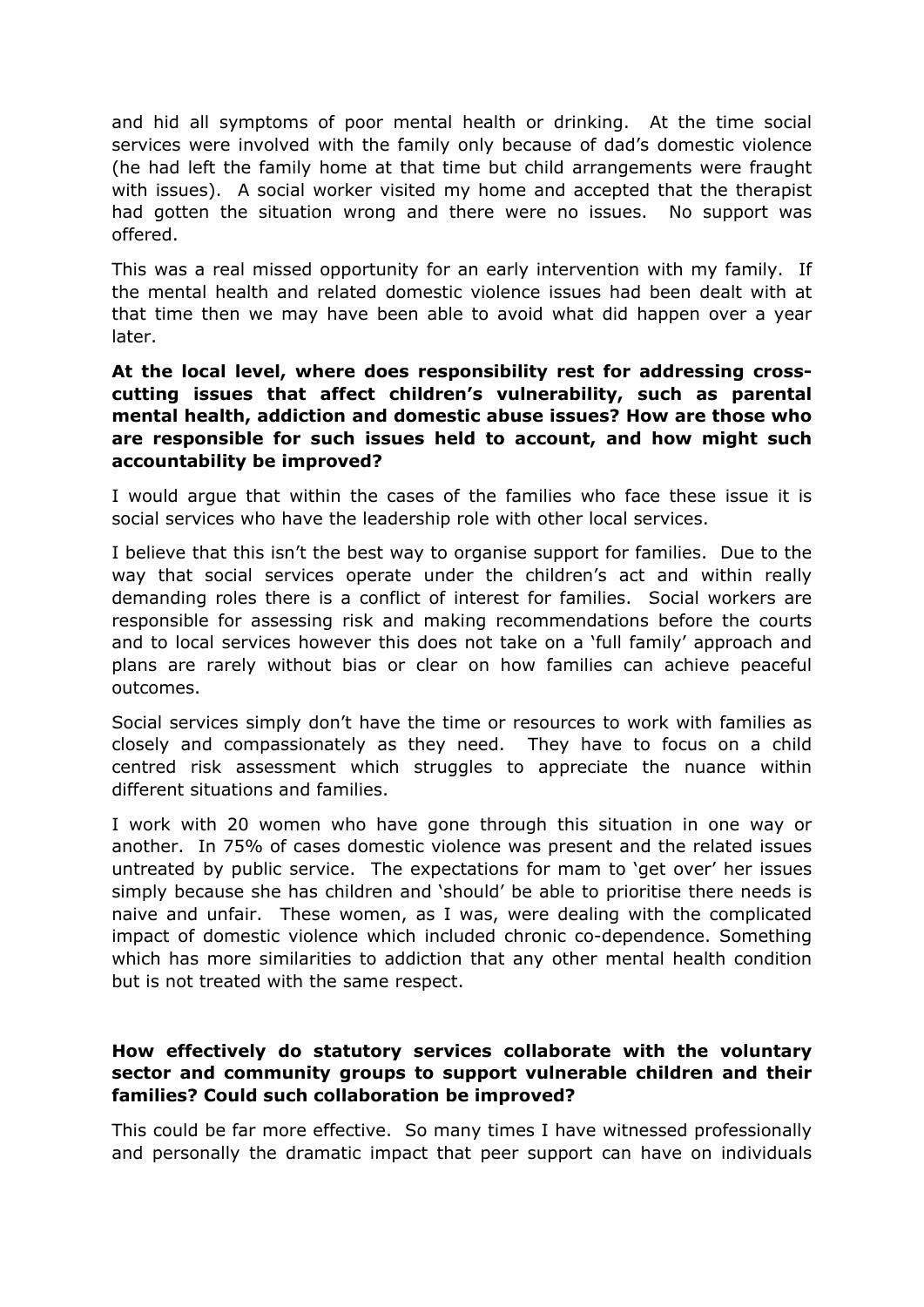and hid all symptoms of poor mental health or drinking. At the time social services were involved with the family only because of dad's domestic violence (he had left the family home at that time but child arrangements were fraught with issues). A social worker visited my home and accepted that the therapist had gotten the situation wrong and there were no issues. No support was offered.

This was a real missed opportunity for an early intervention with my family. If the mental health and related domestic violence issues had been dealt with at that time then we may have been able to avoid what did happen over a year later.

**At the local level, where does responsibility rest for addressing cross-cutting issues that affect children's vulnerability, such as parental mental health, addiction and domestic abuse issues? How are those who are responsible for such issues held to account, and how might such accountability be improved?**

I would argue that within the cases of the families who face these issue it is social services who have the leadership role with other local services.

I believe that this isn't the best way to organise support for families. Due to the way that social services operate under the children's act and within really demanding roles there is a conflict of interest for families. Social workers are responsible for assessing risk and making recommendations before the courts and to local services however this does not take on a 'full family' approach and plans are rarely without bias or clear on how families can achieve peaceful outcomes.

Social services simply don't have the time or resources to work with families as closely and compassionately as they need. They have to focus on a child centred risk assessment which struggles to appreciate the nuance within different situations and families.

I work with 20 women who have gone through this situation in one way or another. In 75% of cases domestic violence was present and the related issues untreated by public service. The expectations for mam to 'get over' her issues simply because she has children and 'should' be able to prioritise there needs is naive and unfair. These women, as I was, were dealing with the complicated impact of domestic violence which included chronic co-dependence. Something which has more similarities to addiction that any other mental health condition but is not treated with the same respect.

**How effectively do statutory services collaborate with the voluntary sector and community groups to support vulnerable children and their families? Could such collaboration be improved?**

This could be far more effective. So many times I have witnessed professionally and personally the dramatic impact that peer support can have on individuals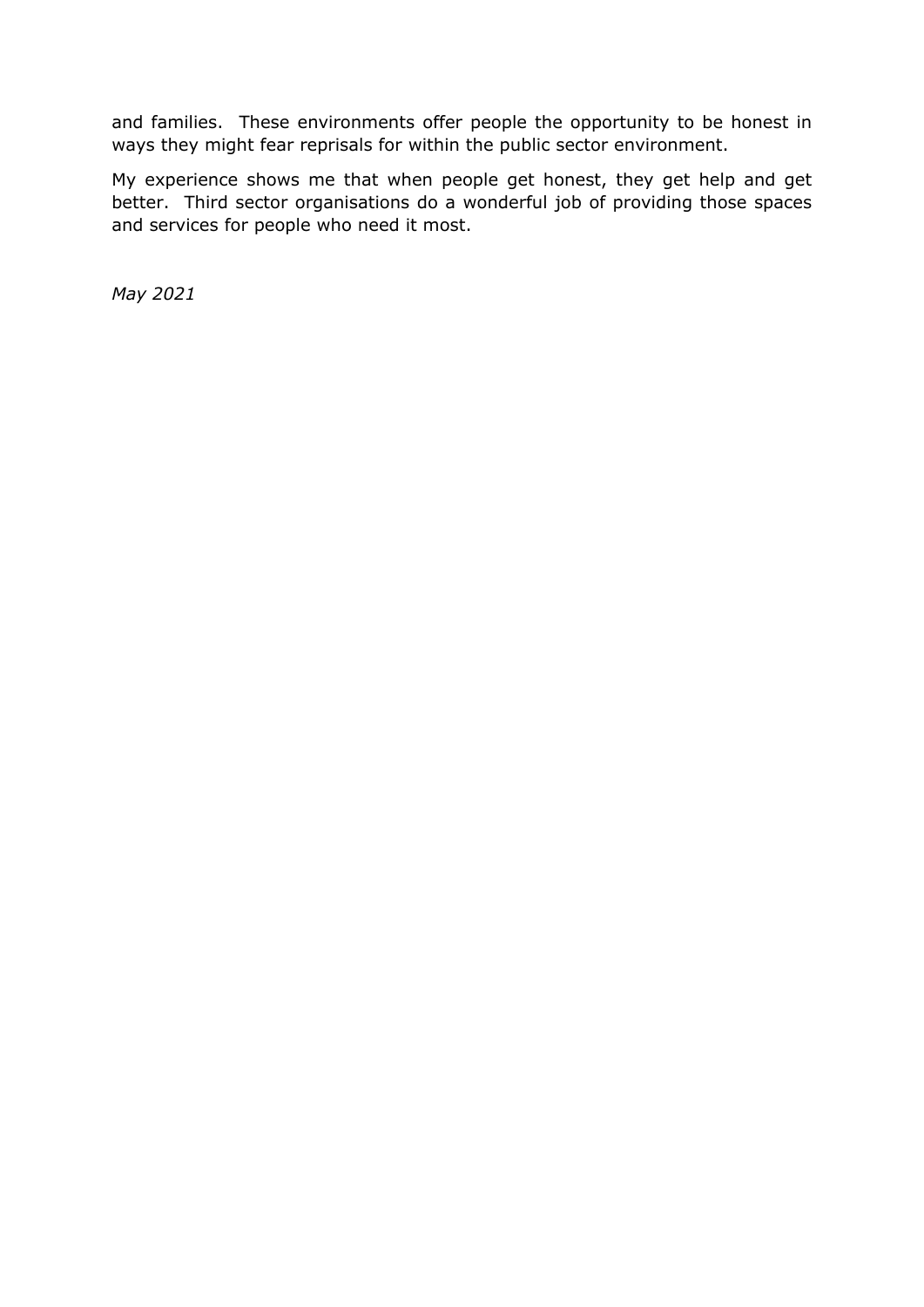and families. These environments offer people the opportunity to be honest in ways they might fear reprisals for within the public sector environment.

My experience shows me that when people get honest, they get help and get better. Third sector organisations do a wonderful job of providing those spaces and services for people who need it most.

*May 2021*